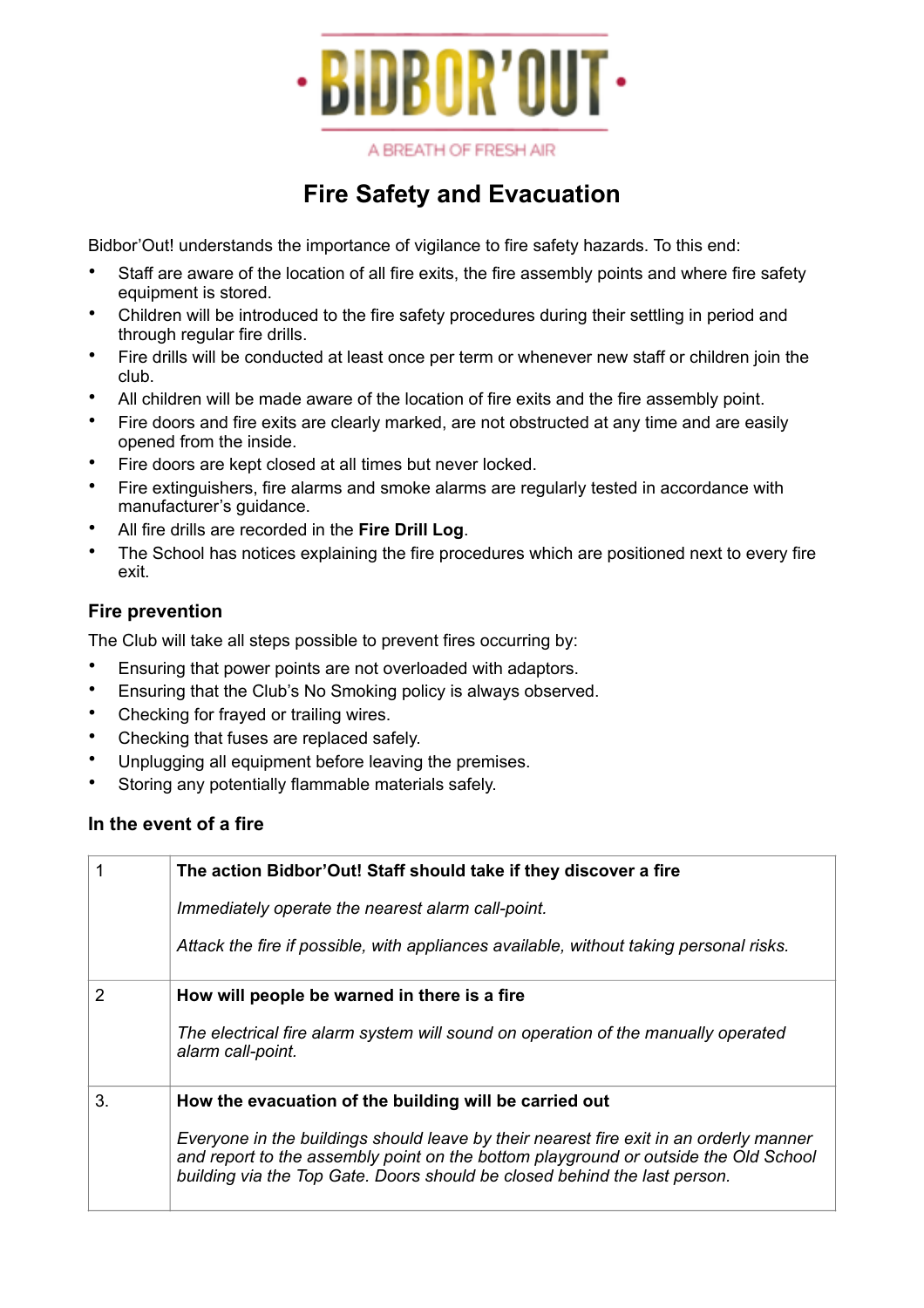# Fire Safety and Evacuation

Bidbor'Out! understands the importance of vigilance to fire safety hazards. To this end:

- Staff are aware of the location of all fire exits, the fire assembly points and where fire safety equipment is stored.
- Children will be introduced to the fire safety procedures during their settling in period and through regular fire drills.
- Fire drills will be conducted at least once per term or whenever new staff or children join the club.
- All children will be made aware of the location of fire exits and the fire assembly point.
- Fire doors and fire exits are clearly marked, are not obstructed at any time and are easily opened from the inside.
- Fire doors are kept closed at all times but never locked.
- Fire extinguishers, fire alarms and smoke alarms are regularly tested in accordance with manufacturer's guidance.
- All fire drills are recorded in the **Fire Drill Log**.
- The School has notices explaining the fire procedures which are positioned next to every fire exit.

### Fire prevention

The Club will take all steps possible to prevent fires occurring by:

- Ensuring that power points are not overloaded with adaptors.
- Ensuring that the Club's No Smoking policy is always observed.
- Checking for frayed or trailing wires.
- Checking that fuses are replaced safely.
- Unplugging all equipment before leaving the premises.
- Storing any potentially flammable materials safely.

### In the event of a fire

| | |
|---|---|
| 1 | **The action Bidbor'Out! Staff should take if they discover a fire**<br><br>*Immediately operate the nearest alarm call-point.*<br><br>*Attack the fire if possible, with appliances available, without taking personal risks.* |
| 2 | **How will people be warned in there is a fire**<br><br>*The electrical fire alarm system will sound on operation of the manually operated alarm call-point.* |
| 3. | **How the evacuation of the building will be carried out**<br><br>*Everyone in the buildings should leave by their nearest fire exit in an orderly manner and report to the assembly point on the bottom playground or outside the Old School building via the Top Gate. Doors should be closed behind the last person.* |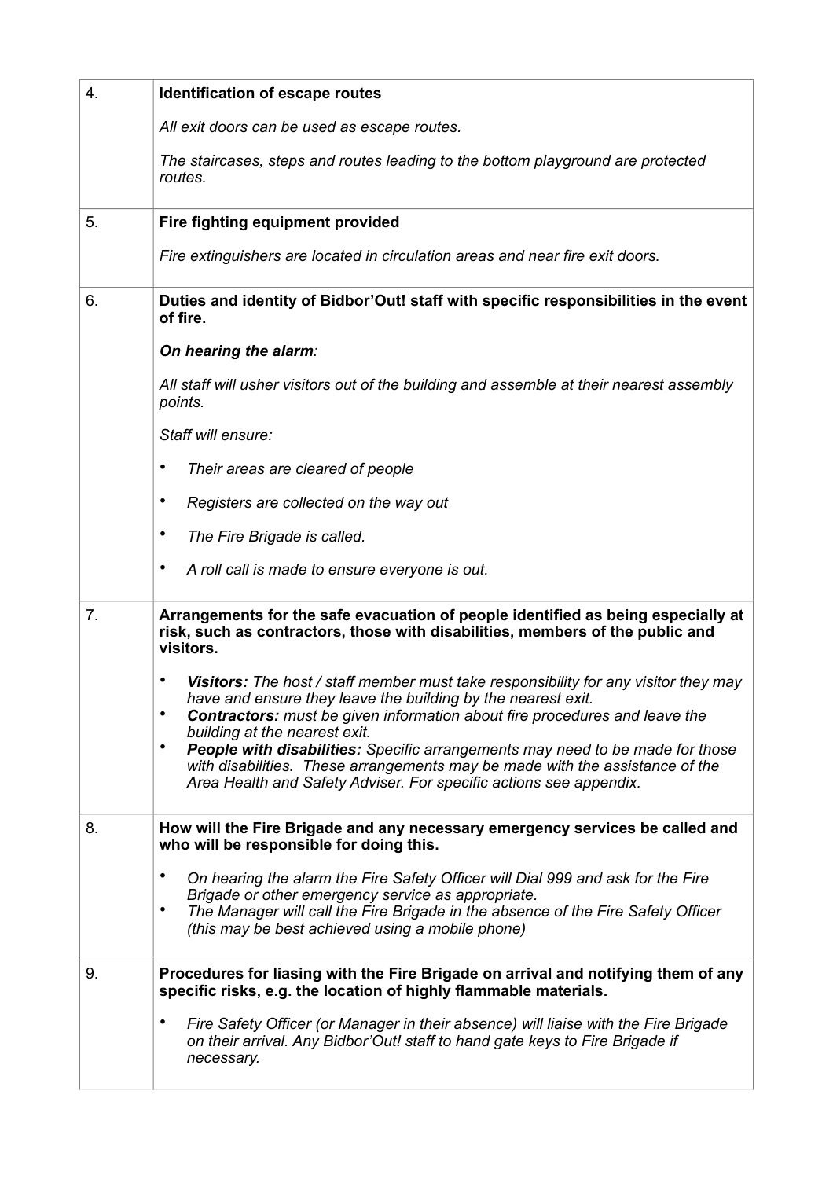| | |
|---|---|
| 4. | **Identification of escape routes**<br><br>*All exit doors can be used as escape routes.*<br><br>*The staircases, steps and routes leading to the bottom playground are protected routes.* |
| 5. | **Fire fighting equipment provided**<br><br>*Fire extinguishers are located in circulation areas and near fire exit doors.* |
| 6. | **Duties and identity of Bidbor'Out! staff with specific responsibilities in the event of fire.**<br><br>***On hearing the alarm**:*<br><br>*All staff will usher visitors out of the building and assemble at their nearest assembly points.*<br><br>*Staff will ensure:*<br><br>• *Their areas are cleared of people*<br><br>• *Registers are collected on the way out*<br><br>• *The Fire Brigade is called.*<br><br>• *A roll call is made to ensure everyone is out.* |
| 7. | **Arrangements for the safe evacuation of people identified as being especially at risk, such as contractors, those with disabilities, members of the public and visitors.**<br><br>• ***Visitors:** The host / staff member must take responsibility for any visitor they may have and ensure they leave the building by the nearest exit.*<br>• ***Contractors:** must be given information about fire procedures and leave the building at the nearest exit.*<br>• ***People with disabilities:** Specific arrangements may need to be made for those with disabilities. These arrangements may be made with the assistance of the Area Health and Safety Adviser. For specific actions see appendix.* |
| 8. | **How will the Fire Brigade and any necessary emergency services be called and who will be responsible for doing this.**<br><br>• *On hearing the alarm the Fire Safety Officer will Dial 999 and ask for the Fire Brigade or other emergency service as appropriate.*<br>• *The Manager will call the Fire Brigade in the absence of the Fire Safety Officer (this may be best achieved using a mobile phone)* |
| 9. | **Procedures for liasing with the Fire Brigade on arrival and notifying them of any specific risks, e.g. the location of highly flammable materials.**<br><br>• *Fire Safety Officer (or Manager in their absence) will liaise with the Fire Brigade on their arrival. Any Bidbor'Out! staff to hand gate keys to Fire Brigade if necessary.* |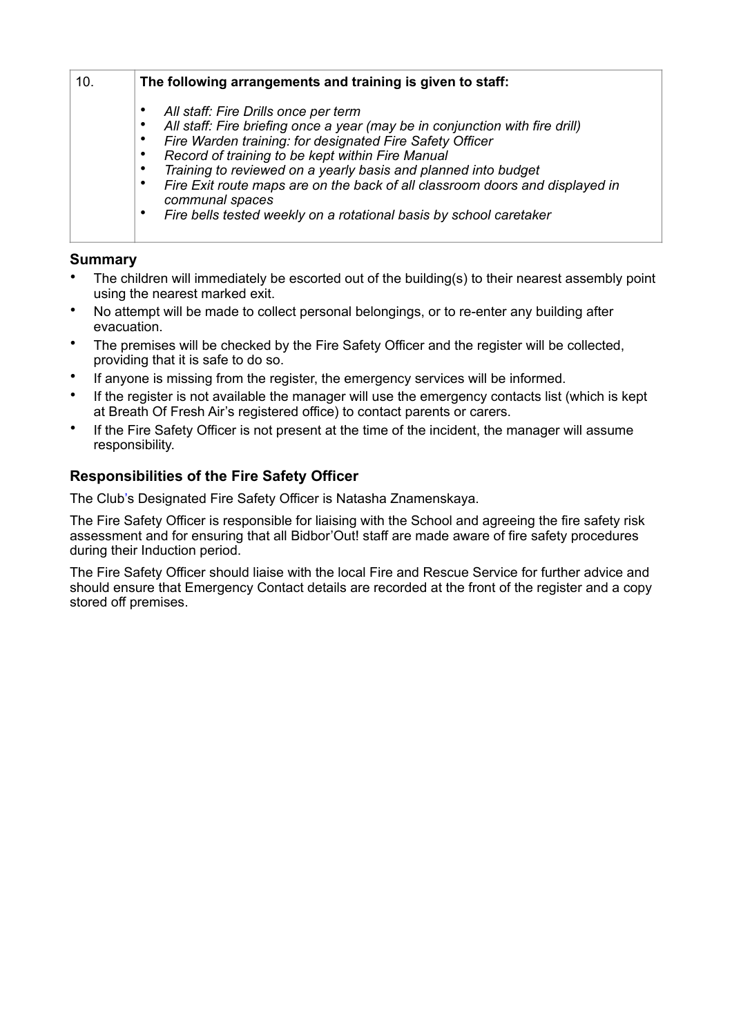| 10. | **The following arrangements and training is given to staff:**<br><br>• *All staff: Fire Drills once per term*<br>• *All staff: Fire briefing once a year (may be in conjunction with fire drill)*<br>• *Fire Warden training: for designated Fire Safety Officer*<br>• *Record of training to be kept within Fire Manual*<br>• *Training to reviewed on a yearly basis and planned into budget*<br>• *Fire Exit route maps are on the back of all classroom doors and displayed in communal spaces*<br>• *Fire bells tested weekly on a rotational basis by school caretaker* |
|---|---|

### Summary

- The children will immediately be escorted out of the building(s) to their nearest assembly point using the nearest marked exit.
- No attempt will be made to collect personal belongings, or to re-enter any building after evacuation.
- The premises will be checked by the Fire Safety Officer and the register will be collected, providing that it is safe to do so.
- If anyone is missing from the register, the emergency services will be informed.
- If the register is not available the manager will use the emergency contacts list (which is kept at Breath Of Fresh Air's registered office) to contact parents or carers.
- If the Fire Safety Officer is not present at the time of the incident, the manager will assume responsibility.

### Responsibilities of the Fire Safety Officer

The Club's Designated Fire Safety Officer is Natasha Znamenskaya.

The Fire Safety Officer is responsible for liaising with the School and agreeing the fire safety risk assessment and for ensuring that all Bidbor'Out! staff are made aware of fire safety procedures during their Induction period.

The Fire Safety Officer should liaise with the local Fire and Rescue Service for further advice and should ensure that Emergency Contact details are recorded at the front of the register and a copy stored off premises.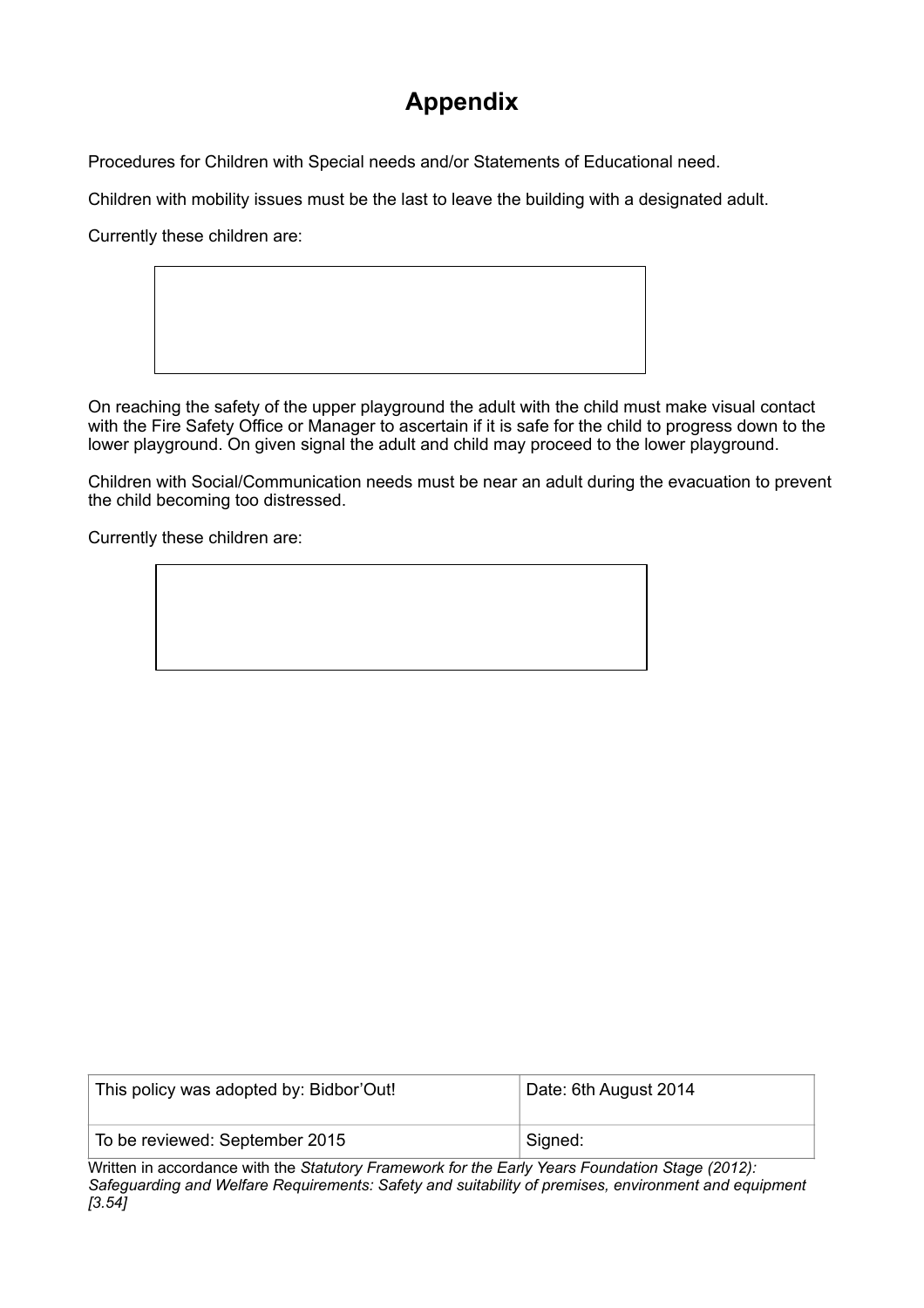# Appendix

Procedures for Children with Special needs and/or Statements of Educational need.

Children with mobility issues must be the last to leave the building with a designated adult.

Currently these children are:

| |
|---|
| |

On reaching the safety of the upper playground the adult with the child must make visual contact with the Fire Safety Office or Manager to ascertain if it is safe for the child to progress down to the lower playground. On given signal the adult and child may proceed to the lower playground.

Children with Social/Communication needs must be near an adult during the evacuation to prevent the child becoming too distressed.

Currently these children are:

| |
|---|
| |

| | |
|---|---|
| This policy was adopted by: Bidbor'Out! | Date: 6th August 2014 |
| To be reviewed: September 2015 | Signed: |

Written in accordance with the *Statutory Framework for the Early Years Foundation Stage (2012): Safeguarding and Welfare Requirements: Safety and suitability of premises, environment and equipment [3.54]*